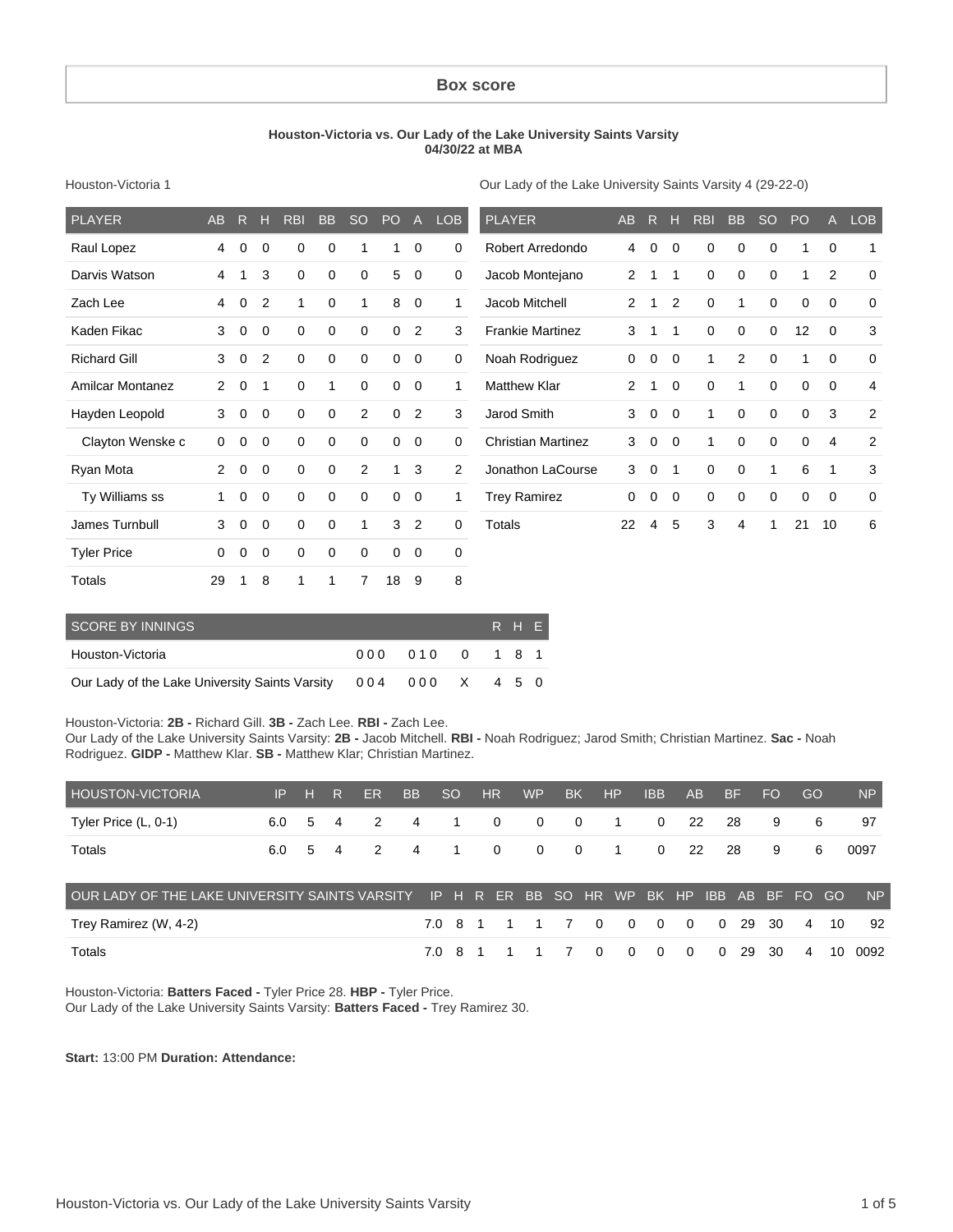## Box score

**Houston-Victoria vs. Our Lady of the Lake University Saints Varsity**
**04/30/22 at MBA**

Houston-Victoria 1

| PLAYER | AB | R | H | RBI | BB | SO | PO | A | LOB |
|---|---|---|---|---|---|---|---|---|---|
| Raul Lopez | 4 | 0 | 0 | 0 | 0 | 1 | 1 | 0 | 0 |
| Darvis Watson | 4 | 1 | 3 | 0 | 0 | 0 | 5 | 0 | 0 |
| Zach Lee | 4 | 0 | 2 | 1 | 0 | 1 | 8 | 0 | 1 |
| Kaden Fikac | 3 | 0 | 0 | 0 | 0 | 0 | 0 | 2 | 3 |
| Richard Gill | 3 | 0 | 2 | 0 | 0 | 0 | 0 | 0 | 0 |
| Amilcar Montanez | 2 | 0 | 1 | 0 | 1 | 0 | 0 | 0 | 1 |
| Hayden Leopold | 3 | 0 | 0 | 0 | 0 | 2 | 0 | 2 | 3 |
| Clayton Wenske c | 0 | 0 | 0 | 0 | 0 | 0 | 0 | 0 | 0 |
| Ryan Mota | 2 | 0 | 0 | 0 | 0 | 2 | 1 | 3 | 2 |
| Ty Williams ss | 1 | 0 | 0 | 0 | 0 | 0 | 0 | 0 | 1 |
| James Turnbull | 3 | 0 | 0 | 0 | 0 | 1 | 3 | 2 | 0 |
| Tyler Price | 0 | 0 | 0 | 0 | 0 | 0 | 0 | 0 | 0 |
| Totals | 29 | 1 | 8 | 1 | 1 | 7 | 18 | 9 | 8 |

Our Lady of the Lake University Saints Varsity 4 (29-22-0)

| PLAYER | AB | R | H | RBI | BB | SO | PO | A | LOB |
|---|---|---|---|---|---|---|---|---|---|
| Robert Arredondo | 4 | 0 | 0 | 0 | 0 | 0 | 1 | 0 | 1 |
| Jacob Montejano | 2 | 1 | 1 | 0 | 0 | 0 | 1 | 2 | 0 |
| Jacob Mitchell | 2 | 1 | 2 | 0 | 1 | 0 | 0 | 0 | 0 |
| Frankie Martinez | 3 | 1 | 1 | 0 | 0 | 0 | 12 | 0 | 3 |
| Noah Rodriguez | 0 | 0 | 0 | 1 | 2 | 0 | 1 | 0 | 0 |
| Matthew Klar | 2 | 1 | 0 | 0 | 1 | 0 | 0 | 0 | 4 |
| Jarod Smith | 3 | 0 | 0 | 1 | 0 | 0 | 0 | 3 | 2 |
| Christian Martinez | 3 | 0 | 0 | 1 | 0 | 0 | 0 | 4 | 2 |
| Jonathon LaCourse | 3 | 0 | 1 | 0 | 0 | 1 | 6 | 1 | 3 |
| Trey Ramirez | 0 | 0 | 0 | 0 | 0 | 0 | 0 | 0 | 0 |
| Totals | 22 | 4 | 5 | 3 | 4 | 1 | 21 | 10 | 6 |

| SCORE BY INNINGS | | | | R | H | E |
|---|---|---|---|---|---|---|
| Houston-Victoria | 000 | 010 | 0 | 1 | 8 | 1 |
| Our Lady of the Lake University Saints Varsity | 004 | 000 | X | 4 | 5 | 0 |

Houston-Victoria: **2B -** Richard Gill. **3B -** Zach Lee. **RBI -** Zach Lee.
Our Lady of the Lake University Saints Varsity: **2B -** Jacob Mitchell. **RBI -** Noah Rodriguez; Jarod Smith; Christian Martinez. **Sac -** Noah Rodriguez. **GIDP -** Matthew Klar. **SB -** Matthew Klar; Christian Martinez.

| HOUSTON-VICTORIA | IP | H | R | ER | BB | SO | HR | WP | BK | HP | IBB | AB | BF | FO | GO | NP |
|---|---|---|---|---|---|---|---|---|---|---|---|---|---|---|---|---|
| Tyler Price (L, 0-1) | 6.0 | 5 | 4 | 2 | 4 | 1 | 0 | 0 | 0 | 1 | 0 | 22 | 28 | 9 | 6 | 97 |
| Totals | 6.0 | 5 | 4 | 2 | 4 | 1 | 0 | 0 | 0 | 1 | 0 | 22 | 28 | 9 | 6 | 0097 |

| OUR LADY OF THE LAKE UNIVERSITY SAINTS VARSITY | IP | H | R | ER | BB | SO | HR | WP | BK | HP | IBB | AB | BF | FO | GO | NP |
|---|---|---|---|---|---|---|---|---|---|---|---|---|---|---|---|---|
| Trey Ramirez (W, 4-2) | 7.0 | 8 | 1 | 1 | 1 | 7 | 0 | 0 | 0 | 0 | 0 | 29 | 30 | 4 | 10 | 92 |
| Totals | 7.0 | 8 | 1 | 1 | 1 | 7 | 0 | 0 | 0 | 0 | 0 | 29 | 30 | 4 | 10 | 0092 |

Houston-Victoria: **Batters Faced -** Tyler Price 28. **HBP -** Tyler Price.
Our Lady of the Lake University Saints Varsity: **Batters Faced -** Trey Ramirez 30.

**Start:** 13:00 PM **Duration: Attendance:**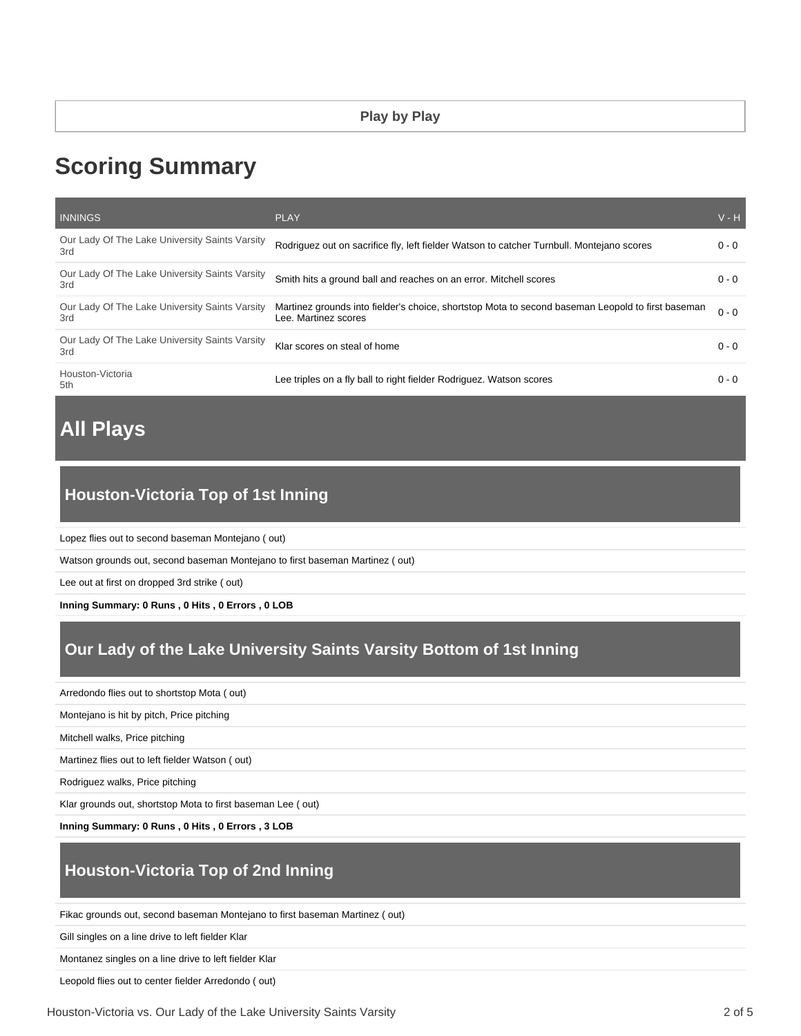**Play by Play**

# Scoring Summary

| INNINGS | PLAY | V - H |
|---|---|---|
| Our Lady Of The Lake University Saints Varsity 3rd | Rodriguez out on sacrifice fly, left fielder Watson to catcher Turnbull. Montejano scores | 0 - 0 |
| Our Lady Of The Lake University Saints Varsity 3rd | Smith hits a ground ball and reaches on an error. Mitchell scores | 0 - 0 |
| Our Lady Of The Lake University Saints Varsity 3rd | Martinez grounds into fielder's choice, shortstop Mota to second baseman Leopold to first baseman Lee. Martinez scores | 0 - 0 |
| Our Lady Of The Lake University Saints Varsity 3rd | Klar scores on steal of home | 0 - 0 |
| Houston-Victoria 5th | Lee triples on a fly ball to right fielder Rodriguez. Watson scores | 0 - 0 |

# All Plays

## Houston-Victoria Top of 1st Inning

Lopez flies out to second baseman Montejano ( out)

Watson grounds out, second baseman Montejano to first baseman Martinez ( out)

Lee out at first on dropped 3rd strike ( out)

**Inning Summary: 0 Runs , 0 Hits , 0 Errors , 0 LOB**

## Our Lady of the Lake University Saints Varsity Bottom of 1st Inning

Arredondo flies out to shortstop Mota ( out)

Montejano is hit by pitch, Price pitching

Mitchell walks, Price pitching

Martinez flies out to left fielder Watson ( out)

Rodriguez walks, Price pitching

Klar grounds out, shortstop Mota to first baseman Lee ( out)

**Inning Summary: 0 Runs , 0 Hits , 0 Errors , 3 LOB**

## Houston-Victoria Top of 2nd Inning

Fikac grounds out, second baseman Montejano to first baseman Martinez ( out)

Gill singles on a line drive to left fielder Klar

Montanez singles on a line drive to left fielder Klar

Leopold flies out to center fielder Arredondo ( out)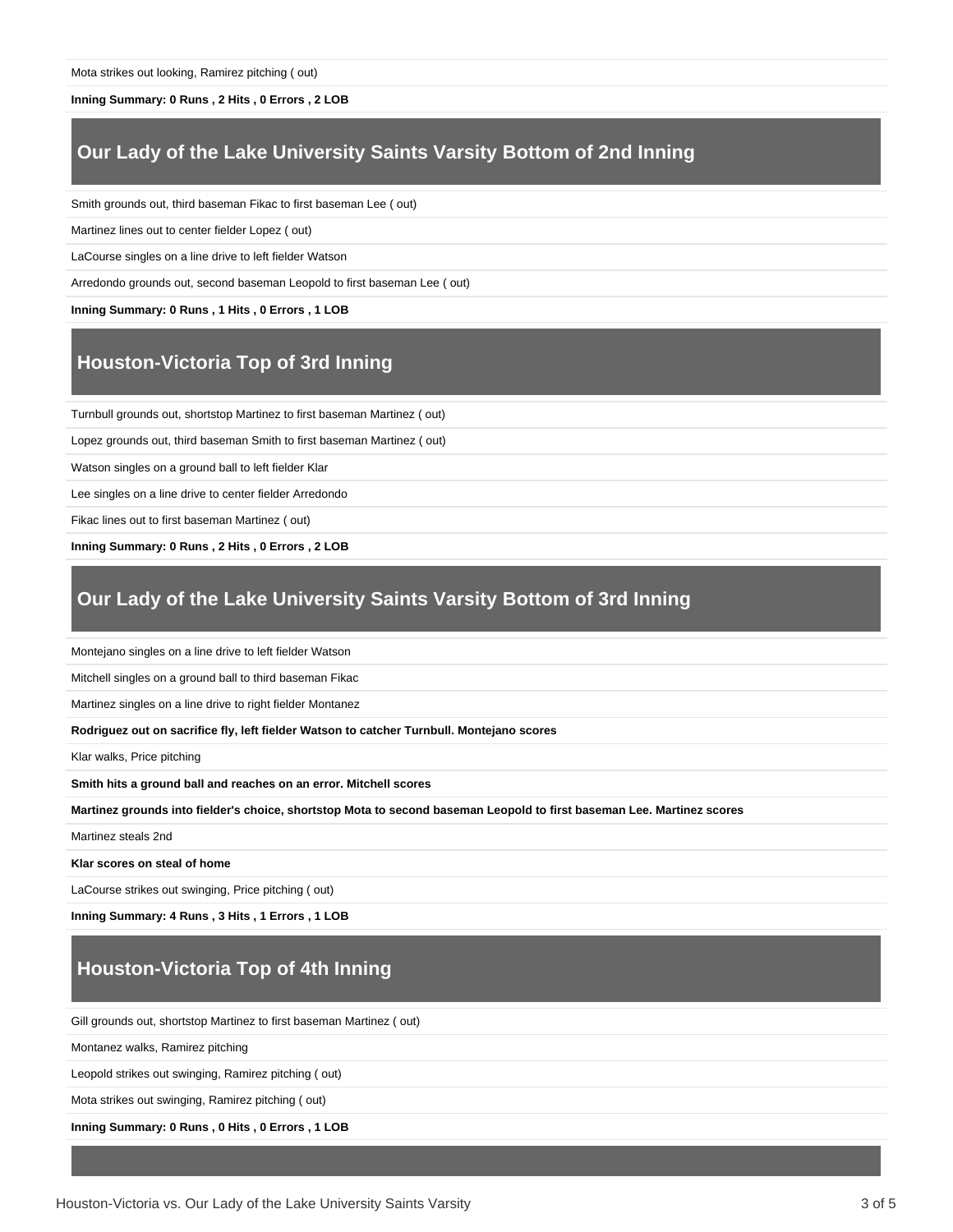Mota strikes out looking, Ramirez pitching ( out)

**Inning Summary: 0 Runs , 2 Hits , 0 Errors , 2 LOB**

## Our Lady of the Lake University Saints Varsity Bottom of 2nd Inning

Smith grounds out, third baseman Fikac to first baseman Lee ( out)

Martinez lines out to center fielder Lopez ( out)

LaCourse singles on a line drive to left fielder Watson

Arredondo grounds out, second baseman Leopold to first baseman Lee ( out)

**Inning Summary: 0 Runs , 1 Hits , 0 Errors , 1 LOB**

## Houston-Victoria Top of 3rd Inning

Turnbull grounds out, shortstop Martinez to first baseman Martinez ( out)

Lopez grounds out, third baseman Smith to first baseman Martinez ( out)

Watson singles on a ground ball to left fielder Klar

Lee singles on a line drive to center fielder Arredondo

Fikac lines out to first baseman Martinez ( out)

**Inning Summary: 0 Runs , 2 Hits , 0 Errors , 2 LOB**

## Our Lady of the Lake University Saints Varsity Bottom of 3rd Inning

Montejano singles on a line drive to left fielder Watson

Mitchell singles on a ground ball to third baseman Fikac

Martinez singles on a line drive to right fielder Montanez

**Rodriguez out on sacrifice fly, left fielder Watson to catcher Turnbull. Montejano scores**

Klar walks, Price pitching

**Smith hits a ground ball and reaches on an error. Mitchell scores**

**Martinez grounds into fielder's choice, shortstop Mota to second baseman Leopold to first baseman Lee. Martinez scores**

Martinez steals 2nd

**Klar scores on steal of home**

LaCourse strikes out swinging, Price pitching ( out)

**Inning Summary: 4 Runs , 3 Hits , 1 Errors , 1 LOB**

## Houston-Victoria Top of 4th Inning

Gill grounds out, shortstop Martinez to first baseman Martinez ( out)

Montanez walks, Ramirez pitching

Leopold strikes out swinging, Ramirez pitching ( out)

Mota strikes out swinging, Ramirez pitching ( out)

**Inning Summary: 0 Runs , 0 Hits , 0 Errors , 1 LOB**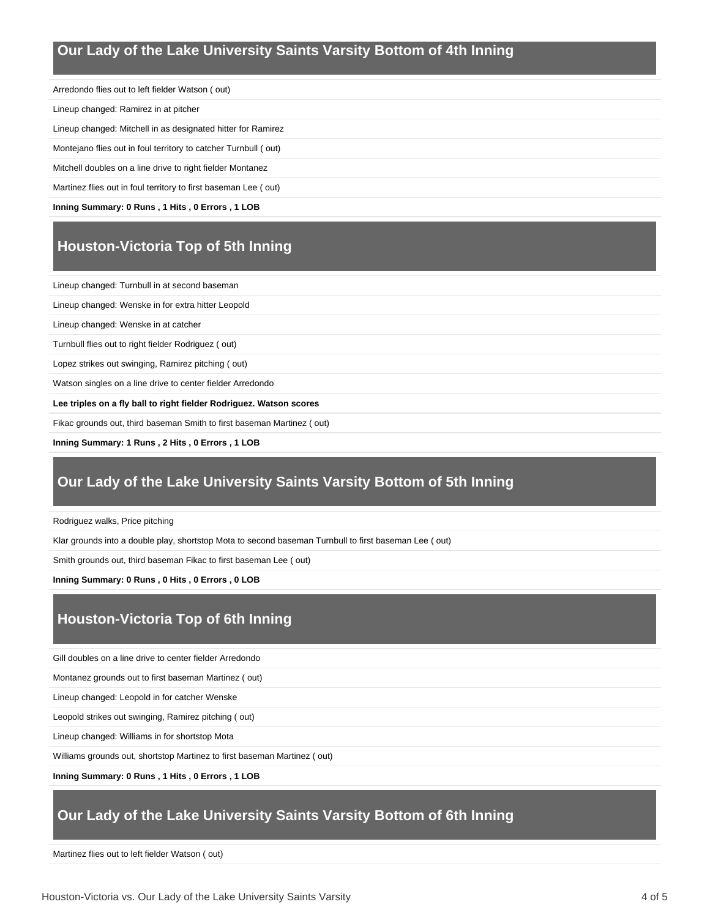## Our Lady of the Lake University Saints Varsity Bottom of 4th Inning

Arredondo flies out to left fielder Watson ( out)

Lineup changed: Ramirez in at pitcher

Lineup changed: Mitchell in as designated hitter for Ramirez

Montejano flies out in foul territory to catcher Turnbull ( out)

Mitchell doubles on a line drive to right fielder Montanez

Martinez flies out in foul territory to first baseman Lee ( out)

**Inning Summary: 0 Runs , 1 Hits , 0 Errors , 1 LOB**

## Houston-Victoria Top of 5th Inning

Lineup changed: Turnbull in at second baseman

Lineup changed: Wenske in for extra hitter Leopold

Lineup changed: Wenske in at catcher

Turnbull flies out to right fielder Rodriguez ( out)

Lopez strikes out swinging, Ramirez pitching ( out)

Watson singles on a line drive to center fielder Arredondo

**Lee triples on a fly ball to right fielder Rodriguez. Watson scores**

Fikac grounds out, third baseman Smith to first baseman Martinez ( out)

**Inning Summary: 1 Runs , 2 Hits , 0 Errors , 1 LOB**

## Our Lady of the Lake University Saints Varsity Bottom of 5th Inning

Rodriguez walks, Price pitching

Klar grounds into a double play, shortstop Mota to second baseman Turnbull to first baseman Lee ( out)

Smith grounds out, third baseman Fikac to first baseman Lee ( out)

**Inning Summary: 0 Runs , 0 Hits , 0 Errors , 0 LOB**

## Houston-Victoria Top of 6th Inning

Gill doubles on a line drive to center fielder Arredondo

Montanez grounds out to first baseman Martinez ( out)

Lineup changed: Leopold in for catcher Wenske

Leopold strikes out swinging, Ramirez pitching ( out)

Lineup changed: Williams in for shortstop Mota

Williams grounds out, shortstop Martinez to first baseman Martinez ( out)

**Inning Summary: 0 Runs , 1 Hits , 0 Errors , 1 LOB**

## Our Lady of the Lake University Saints Varsity Bottom of 6th Inning

Martinez flies out to left fielder Watson ( out)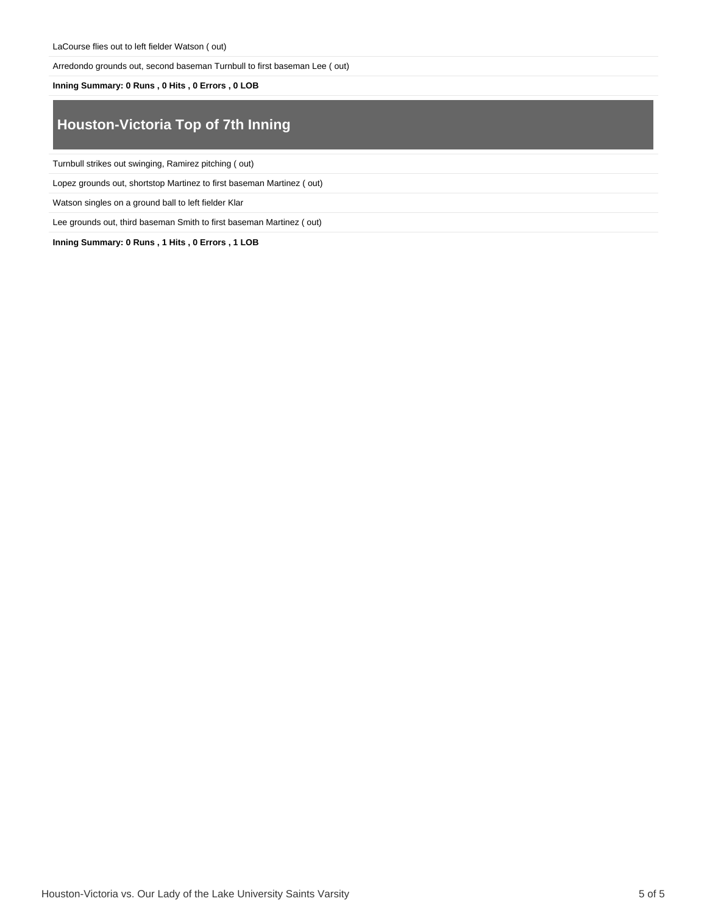LaCourse flies out to left fielder Watson ( out)

Arredondo grounds out, second baseman Turnbull to first baseman Lee ( out)

**Inning Summary: 0 Runs , 0 Hits , 0 Errors , 0 LOB**

## Houston-Victoria Top of 7th Inning

Turnbull strikes out swinging, Ramirez pitching ( out)

Lopez grounds out, shortstop Martinez to first baseman Martinez ( out)

Watson singles on a ground ball to left fielder Klar

Lee grounds out, third baseman Smith to first baseman Martinez ( out)

**Inning Summary: 0 Runs , 1 Hits , 0 Errors , 1 LOB**